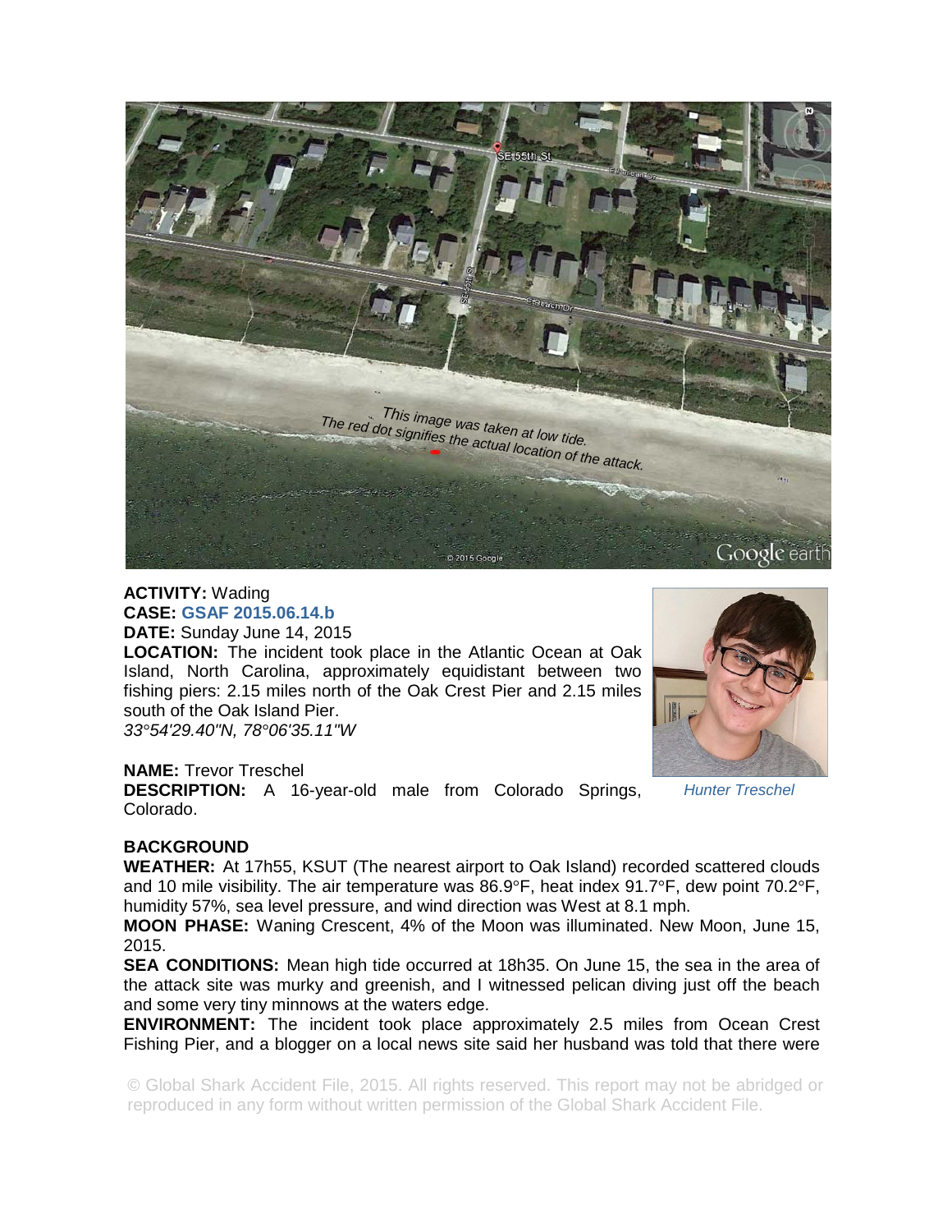This image was taken at low tide.
The red dot signifies the actual location of the attack.

**ACTIVITY:** Wading
**CASE:** GSAF 2015.06.14.b
**DATE:** Sunday June 14, 2015
**LOCATION:** The incident took place in the Atlantic Ocean at Oak Island, North Carolina, approximately equidistant between two fishing piers: 2.15 miles north of the Oak Crest Pier and 2.15 miles south of the Oak Island Pier.
*33°54'29.40"N, 78°06'35.11"W*

*Hunter Treschel*

**NAME:** Trevor Treschel
**DESCRIPTION:** A 16-year-old male from Colorado Springs, Colorado.

**BACKGROUND**

**WEATHER:** At 17h55, KSUT (The nearest airport to Oak Island) recorded scattered clouds and 10 mile visibility. The air temperature was 86.9°F, heat index 91.7°F, dew point 70.2°F, humidity 57%, sea level pressure, and wind direction was West at 8.1 mph.

**MOON PHASE:** Waning Crescent, 4% of the Moon was illuminated. New Moon, June 15, 2015.

**SEA CONDITIONS:** Mean high tide occurred at 18h35. On June 15, the sea in the area of the attack site was murky and greenish, and I witnessed pelican diving just off the beach and some very tiny minnows at the waters edge.

**ENVIRONMENT:** The incident took place approximately 2.5 miles from Ocean Crest Fishing Pier, and a blogger on a local news site said her husband was told that there were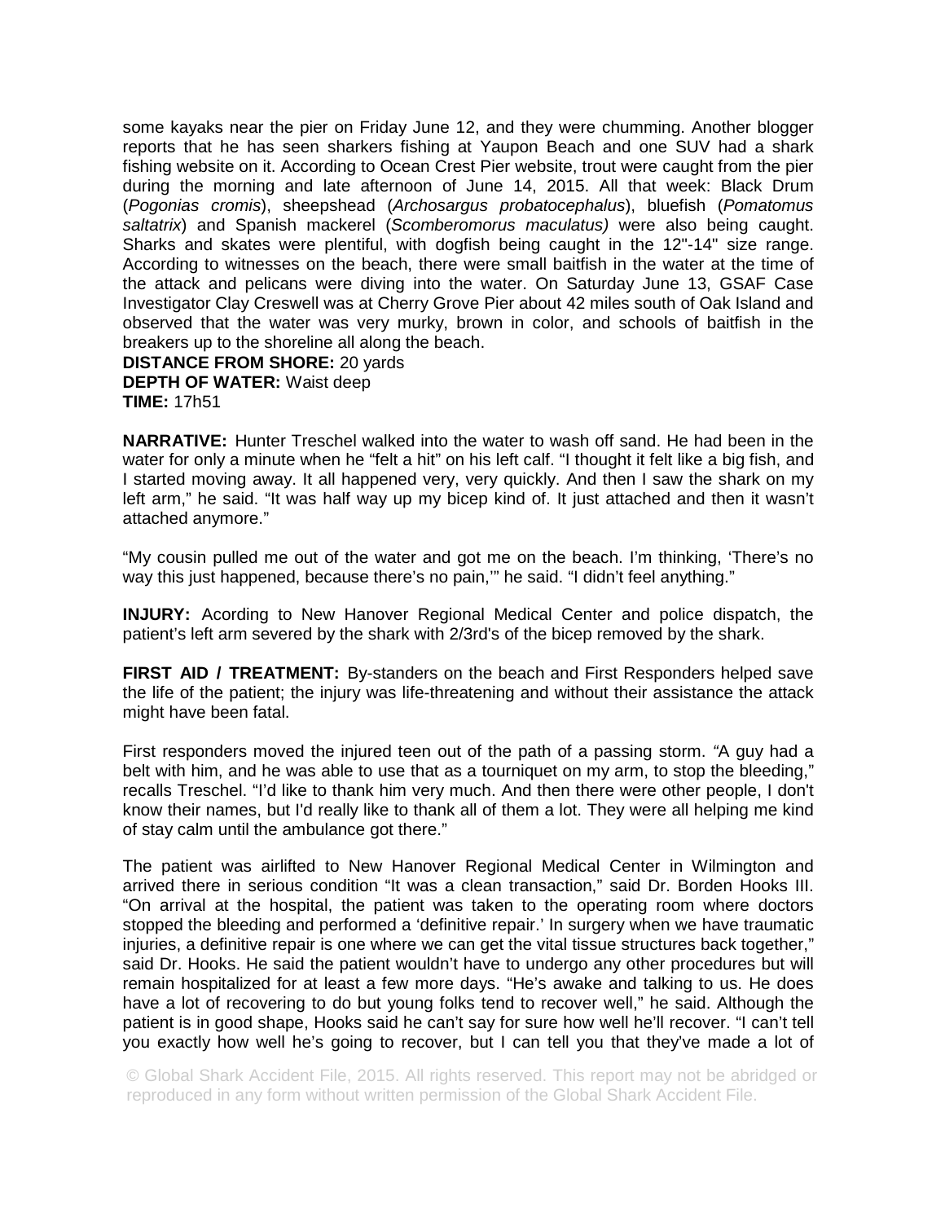some kayaks near the pier on Friday June 12, and they were chumming. Another blogger reports that he has seen sharkers fishing at Yaupon Beach and one SUV had a shark fishing website on it. According to Ocean Crest Pier website, trout were caught from the pier during the morning and late afternoon of June 14, 2015. All that week: Black Drum (*Pogonias cromis*), sheepshead (*Archosargus probatocephalus*), bluefish (*Pomatomus saltatrix*) and Spanish mackerel (*Scomberomorus maculatus)* were also being caught. Sharks and skates were plentiful, with dogfish being caught in the 12"-14" size range. According to witnesses on the beach, there were small baitfish in the water at the time of the attack and pelicans were diving into the water. On Saturday June 13, GSAF Case Investigator Clay Creswell was at Cherry Grove Pier about 42 miles south of Oak Island and observed that the water was very murky, brown in color, and schools of baitfish in the breakers up to the shoreline all along the beach.

**DISTANCE FROM SHORE:** 20 yards
**DEPTH OF WATER:** Waist deep
**TIME:** 17h51

**NARRATIVE:** Hunter Treschel walked into the water to wash off sand. He had been in the water for only a minute when he "felt a hit" on his left calf. "I thought it felt like a big fish, and I started moving away. It all happened very, very quickly. And then I saw the shark on my left arm," he said. "It was half way up my bicep kind of. It just attached and then it wasn't attached anymore."

"My cousin pulled me out of the water and got me on the beach. I'm thinking, 'There's no way this just happened, because there's no pain,'" he said. "I didn't feel anything."

**INJURY:** Acording to New Hanover Regional Medical Center and police dispatch, the patient's left arm severed by the shark with 2/3rd's of the bicep removed by the shark.

**FIRST AID / TREATMENT:** By-standers on the beach and First Responders helped save the life of the patient; the injury was life-threatening and without their assistance the attack might have been fatal.

First responders moved the injured teen out of the path of a passing storm. "A guy had a belt with him, and he was able to use that as a tourniquet on my arm, to stop the bleeding," recalls Treschel. "I'd like to thank him very much. And then there were other people, I don't know their names, but I'd really like to thank all of them a lot. They were all helping me kind of stay calm until the ambulance got there."

The patient was airlifted to New Hanover Regional Medical Center in Wilmington and arrived there in serious condition "It was a clean transaction," said Dr. Borden Hooks III. "On arrival at the hospital, the patient was taken to the operating room where doctors stopped the bleeding and performed a 'definitive repair.' In surgery when we have traumatic injuries, a definitive repair is one where we can get the vital tissue structures back together," said Dr. Hooks. He said the patient wouldn't have to undergo any other procedures but will remain hospitalized for at least a few more days. "He's awake and talking to us. He does have a lot of recovering to do but young folks tend to recover well," he said. Although the patient is in good shape, Hooks said he can't say for sure how well he'll recover. "I can't tell you exactly how well he's going to recover, but I can tell you that they've made a lot of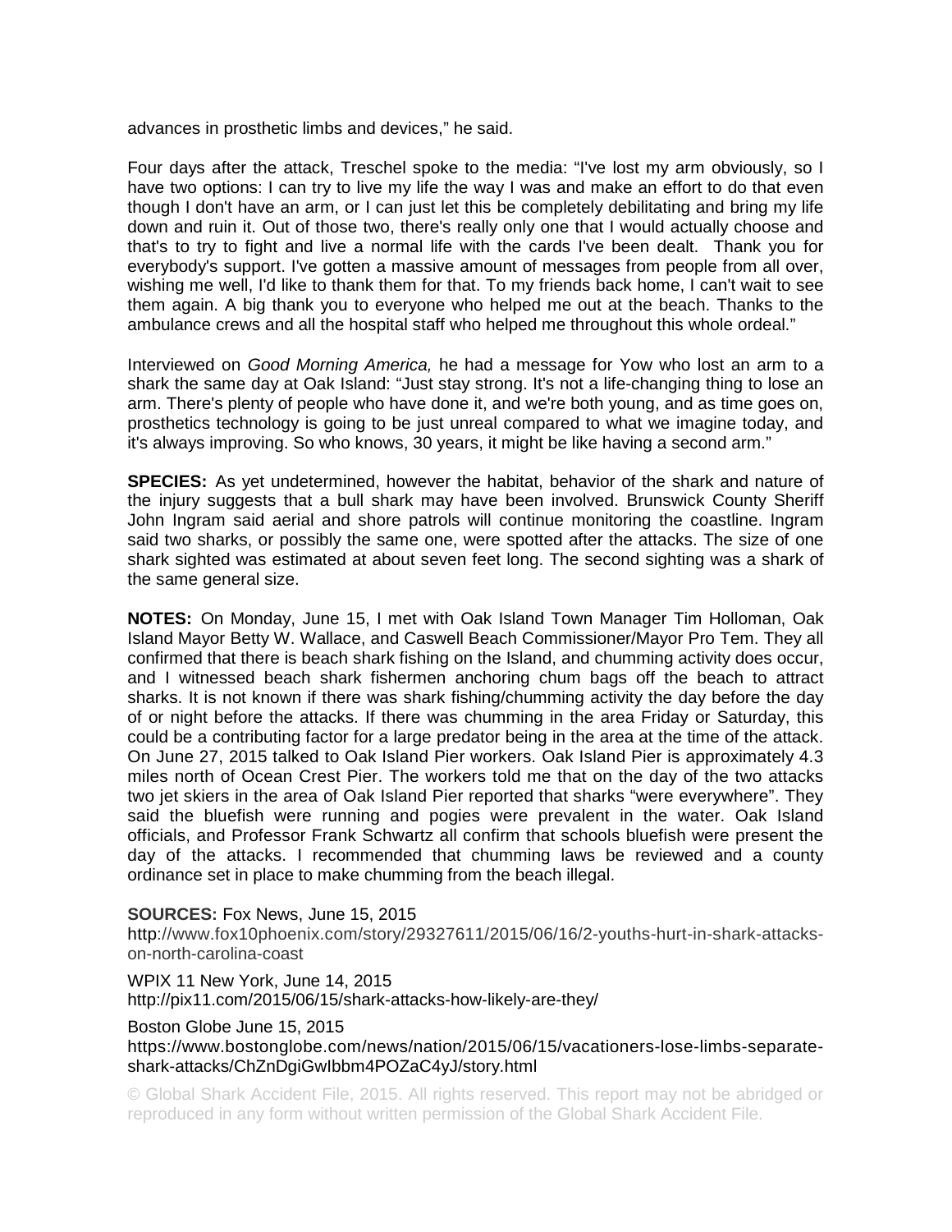advances in prosthetic limbs and devices," he said.

Four days after the attack, Treschel spoke to the media: "I've lost my arm obviously, so I have two options: I can try to live my life the way I was and make an effort to do that even though I don't have an arm, or I can just let this be completely debilitating and bring my life down and ruin it. Out of those two, there's really only one that I would actually choose and that's to try to fight and live a normal life with the cards I've been dealt. Thank you for everybody's support. I've gotten a massive amount of messages from people from all over, wishing me well, I'd like to thank them for that. To my friends back home, I can't wait to see them again. A big thank you to everyone who helped me out at the beach. Thanks to the ambulance crews and all the hospital staff who helped me throughout this whole ordeal."

Interviewed on *Good Morning America,* he had a message for Yow who lost an arm to a shark the same day at Oak Island: "Just stay strong. It's not a life-changing thing to lose an arm. There's plenty of people who have done it, and we're both young, and as time goes on, prosthetics technology is going to be just unreal compared to what we imagine today, and it's always improving. So who knows, 30 years, it might be like having a second arm."

**SPECIES:** As yet undetermined, however the habitat, behavior of the shark and nature of the injury suggests that a bull shark may have been involved. Brunswick County Sheriff John Ingram said aerial and shore patrols will continue monitoring the coastline. Ingram said two sharks, or possibly the same one, were spotted after the attacks. The size of one shark sighted was estimated at about seven feet long. The second sighting was a shark of the same general size.

**NOTES:** On Monday, June 15, I met with Oak Island Town Manager Tim Holloman, Oak Island Mayor Betty W. Wallace, and Caswell Beach Commissioner/Mayor Pro Tem. They all confirmed that there is beach shark fishing on the Island, and chumming activity does occur, and I witnessed beach shark fishermen anchoring chum bags off the beach to attract sharks. It is not known if there was shark fishing/chumming activity the day before the day of or night before the attacks. If there was chumming in the area Friday or Saturday, this could be a contributing factor for a large predator being in the area at the time of the attack. On June 27, 2015 talked to Oak Island Pier workers. Oak Island Pier is approximately 4.3 miles north of Ocean Crest Pier. The workers told me that on the day of the two attacks two jet skiers in the area of Oak Island Pier reported that sharks "were everywhere". They said the bluefish were running and pogies were prevalent in the water. Oak Island officials, and Professor Frank Schwartz all confirm that schools bluefish were present the day of the attacks. I recommended that chumming laws be reviewed and a county ordinance set in place to make chumming from the beach illegal.

**SOURCES:** Fox News, June 15, 2015
http://www.fox10phoenix.com/story/29327611/2015/06/16/2-youths-hurt-in-shark-attacks-on-north-carolina-coast

WPIX 11 New York, June 14, 2015
http://pix11.com/2015/06/15/shark-attacks-how-likely-are-they/

Boston Globe June 15, 2015
https://www.bostonglobe.com/news/nation/2015/06/15/vacationers-lose-limbs-separate-shark-attacks/ChZnDgiGwIbbm4POZaC4yJ/story.html

© Global Shark Accident File, 2015. All rights reserved. This report may not be abridged or reproduced in any form without written permission of the Global Shark Accident File.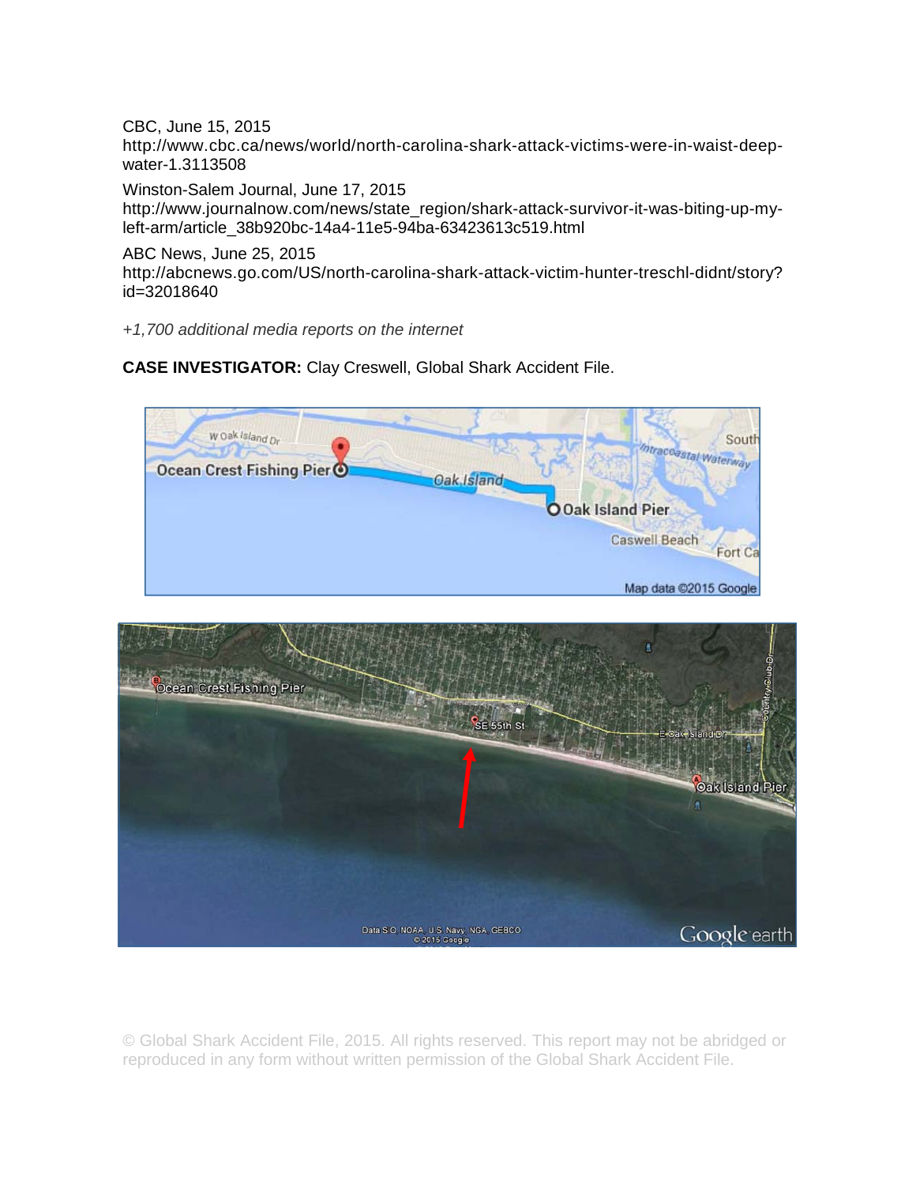CBC, June 15, 2015
http://www.cbc.ca/news/world/north-carolina-shark-attack-victims-were-in-waist-deep-water-1.3113508

Winston-Salem Journal, June 17, 2015
http://www.journalnow.com/news/state_region/shark-attack-survivor-it-was-biting-up-my-left-arm/article_38b920bc-14a4-11e5-94ba-63423613c519.html

ABC News, June 25, 2015
http://abcnews.go.com/US/north-carolina-shark-attack-victim-hunter-treschl-didnt/story?id=32018640

*+1,700 additional media reports on the internet*

**CASE INVESTIGATOR:** Clay Creswell, Global Shark Accident File.